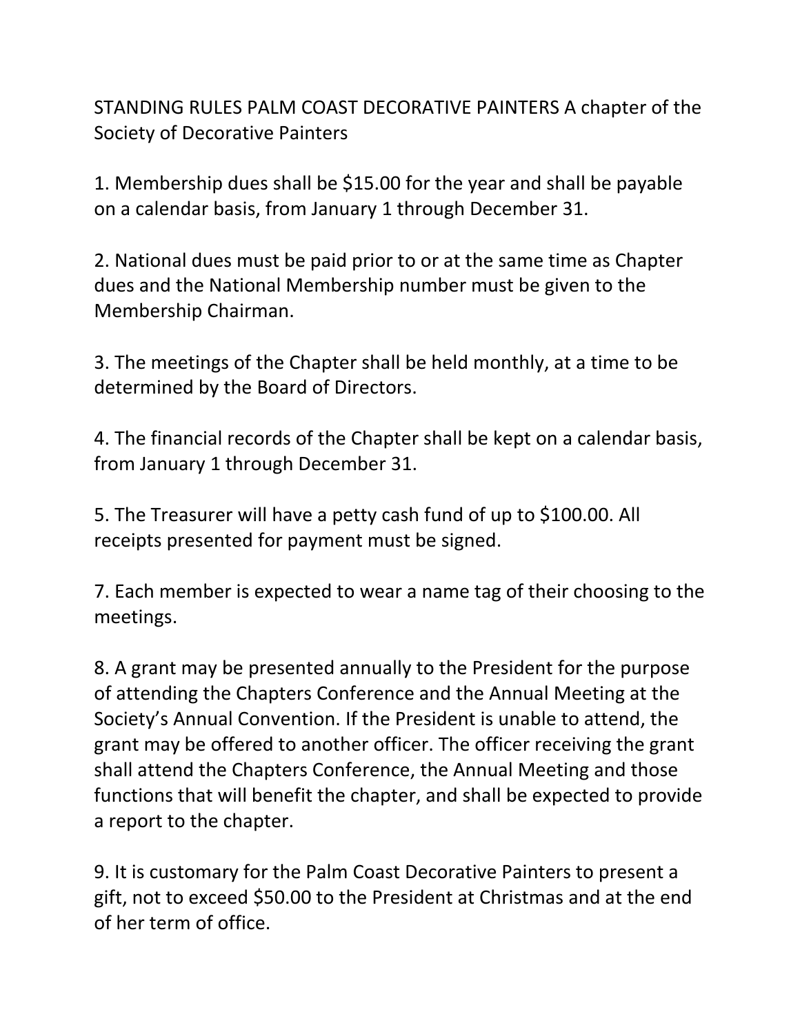STANDING RULES PALM COAST DECORATIVE PAINTERS A chapter of the Society of Decorative Painters

1. Membership dues shall be $15.00 for the year and shall be payable on a calendar basis, from January 1 through December 31.

2. National dues must be paid prior to or at the same time as Chapter dues and the National Membership number must be given to the Membership Chairman.

3. The meetings of the Chapter shall be held monthly, at a time to be determined by the Board of Directors.

4. The financial records of the Chapter shall be kept on a calendar basis, from January 1 through December 31.

5. The Treasurer will have a petty cash fund of up to $100.00. All receipts presented for payment must be signed.

7. Each member is expected to wear a name tag of their choosing to the meetings.

8. A grant may be presented annually to the President for the purpose of attending the Chapters Conference and the Annual Meeting at the Society's Annual Convention. If the President is unable to attend, the grant may be offered to another officer. The officer receiving the grant shall attend the Chapters Conference, the Annual Meeting and those functions that will benefit the chapter, and shall be expected to provide a report to the chapter.

9. It is customary for the Palm Coast Decorative Painters to present a gift, not to exceed $50.00 to the President at Christmas and at the end of her term of office.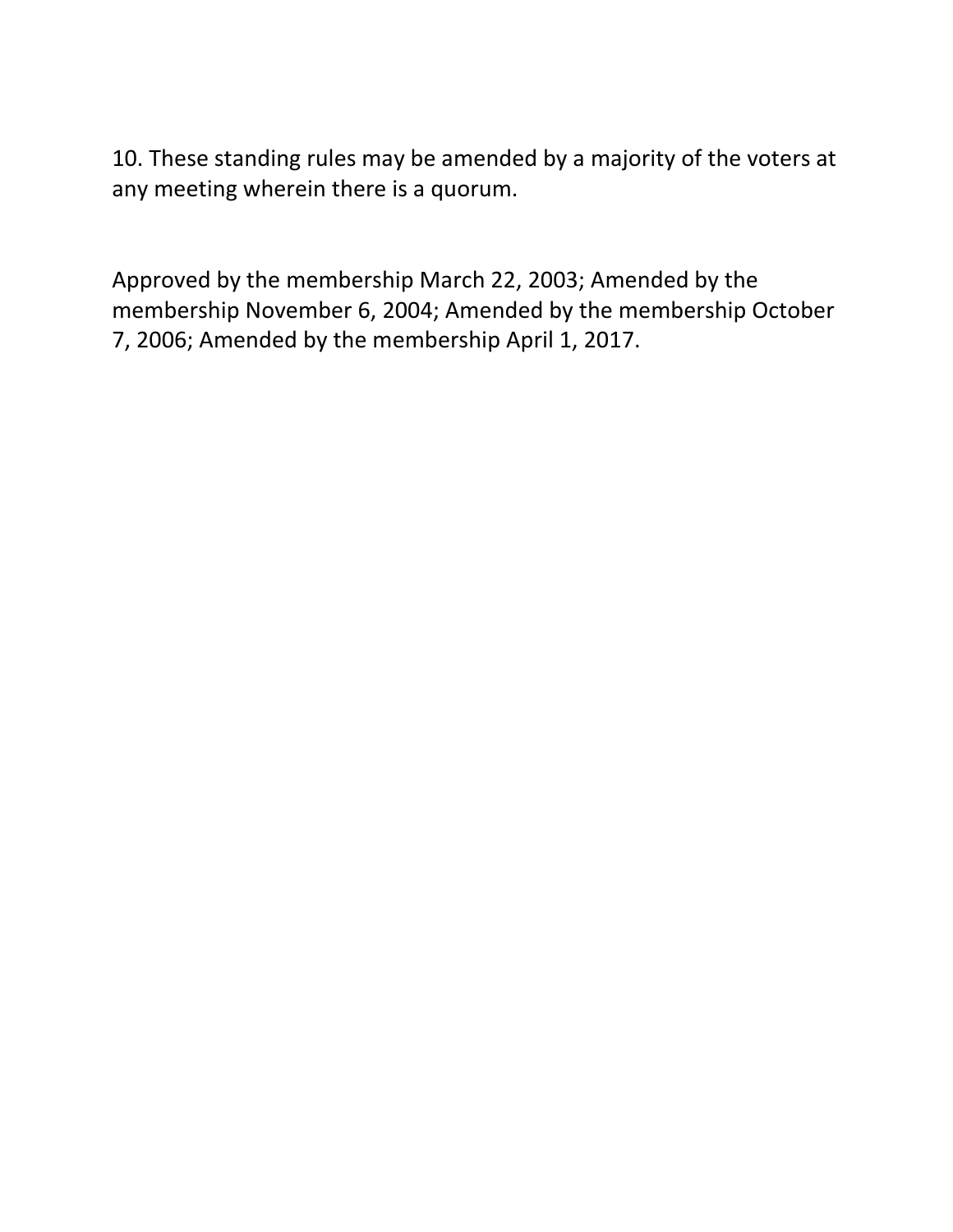10. These standing rules may be amended by a majority of the voters at any meeting wherein there is a quorum.

Approved by the membership March 22, 2003; Amended by the membership November 6, 2004; Amended by the membership October 7, 2006; Amended by the membership April 1, 2017.